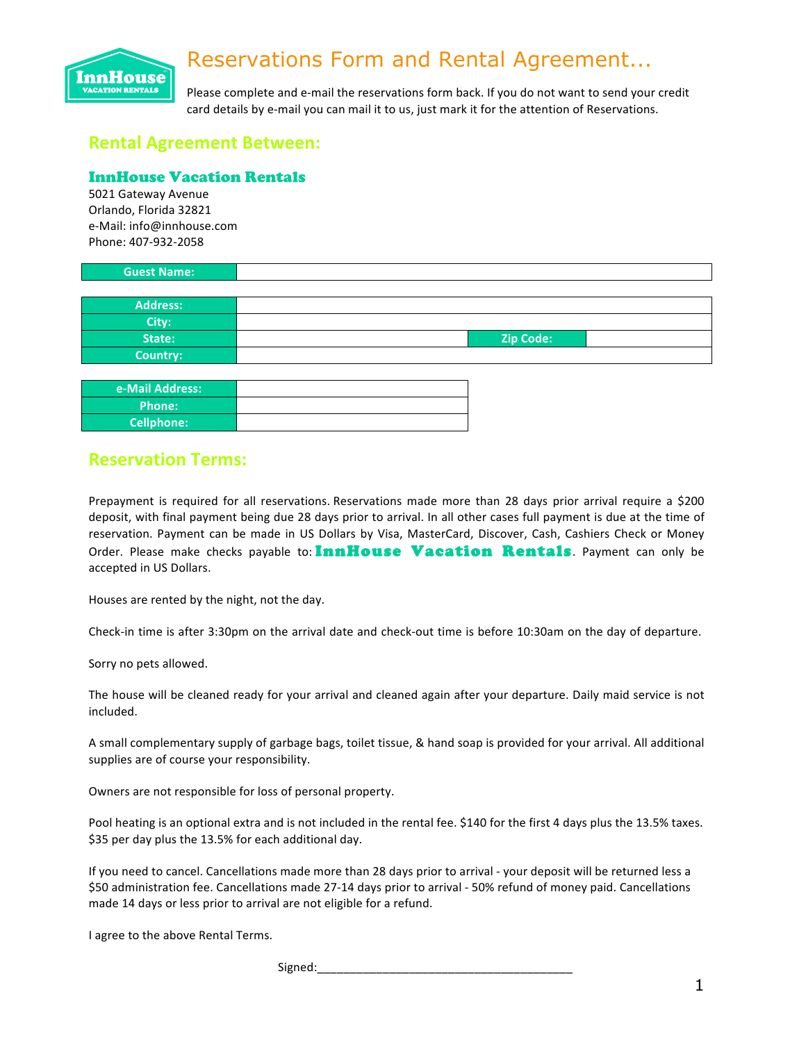# Reservations Form and Rental Agreement...

Please complete and e-mail the reservations form back. If you do not want to send your credit card details by e-mail you can mail it to us, just mark it for the attention of Reservations.

## Rental Agreement Between:

### InnHouse Vacation Rentals

5021 Gateway Avenue
Orlando, Florida 32821
e-Mail: info@innhouse.com
Phone: 407-932-2058

| Guest Name: | |
|---|---|

| Address: | | | |
|---|---|---|---|
| City: | | | |
| State: | | Zip Code: | |
| Country: | | | |

| e-Mail Address: | |
|---|---|
| Phone: | |
| Cellphone: | |

## Reservation Terms:

Prepayment is required for all reservations. Reservations made more than 28 days prior arrival require a $200 deposit, with final payment being due 28 days prior to arrival. In all other cases full payment is due at the time of reservation. Payment can be made in US Dollars by Visa, MasterCard, Discover, Cash, Cashiers Check or Money Order. Please make checks payable to: **InnHouse Vacation Rentals**. Payment can only be accepted in US Dollars.

Houses are rented by the night, not the day.

Check-in time is after 3:30pm on the arrival date and check-out time is before 10:30am on the day of departure.

Sorry no pets allowed.

The house will be cleaned ready for your arrival and cleaned again after your departure. Daily maid service is not included.

A small complementary supply of garbage bags, toilet tissue, & hand soap is provided for your arrival. All additional supplies are of course your responsibility.

Owners are not responsible for loss of personal property.

Pool heating is an optional extra and is not included in the rental fee. $140 for the first 4 days plus the 13.5% taxes. $35 per day plus the 13.5% for each additional day.

If you need to cancel. Cancellations made more than 28 days prior to arrival - your deposit will be returned less a $50 administration fee. Cancellations made 27-14 days prior to arrival - 50% refund of money paid. Cancellations made 14 days or less prior to arrival are not eligible for a refund.

I agree to the above Rental Terms.

Signed:_______________________________________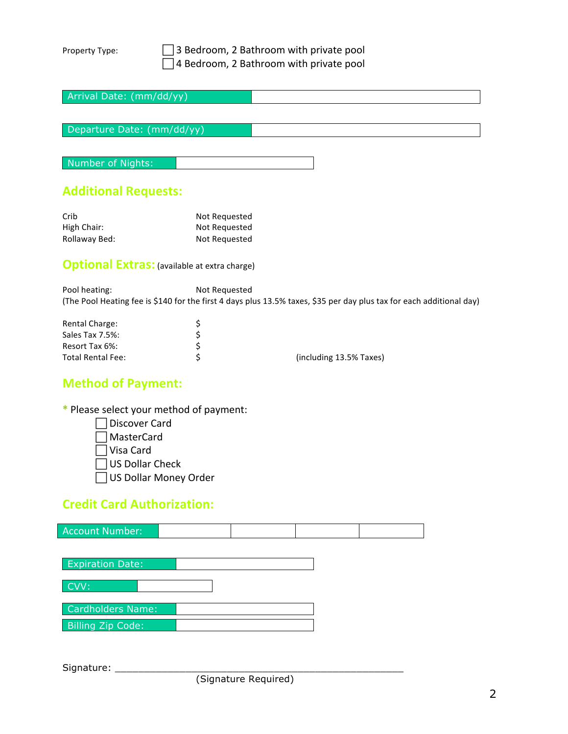Property Type:

- [ ] 3 Bedroom, 2 Bathroom with private pool
- [ ] 4 Bedroom, 2 Bathroom with private pool

| Arrival Date: (mm/dd/yy) | |
|---|---|

| Departure Date: (mm/dd/yy) | |
|---|---|

| Number of Nights: | |
|---|---|

## Additional Requests:

| | |
|---|---|
| Crib | Not Requested |
| High Chair: | Not Requested |
| Rollaway Bed: | Not Requested |

## Optional Extras: (available at extra charge)

Pool heating: Not Requested

(The Pool Heating fee is $140 for the first 4 days plus 13.5% taxes, $35 per day plus tax for each additional day)

| | | |
|---|---|---|
| Rental Charge: | $ | |
| Sales Tax 7.5%: | $ | |
| Resort Tax 6%: | $ | |
| Total Rental Fee: | $ | (including 13.5% Taxes) |

## Method of Payment:

* Please select your method of payment:

- [ ] Discover Card
- [ ] MasterCard
- [ ] Visa Card
- [ ] US Dollar Check
- [ ] US Dollar Money Order

## Credit Card Authorization:

| Account Number: | | | | |
|---|---|---|---|---|

| Expiration Date: | |
|---|---|

| CVV: | |
|---|---|

| Cardholders Name: | |
|---|---|
| Billing Zip Code: | |

Signature: ______________________________________________

(Signature Required)